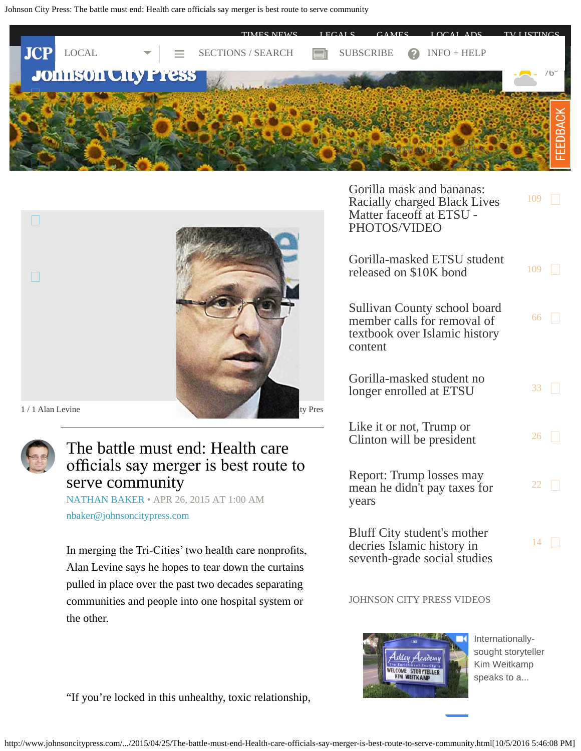1 / 1 Alan Levine

# The battle must end: Health care officials say merger is best route to serve community

NATHAN BAKER • APR 26, 2015 AT 1:00 AM

nbaker@johnsoncitypress.com

In merging the Tri-Cities' two health care nonprofits, Alan Levine says he hopes to tear down the curtains pulled in place over the past two decades separating communities and people into one hospital system or the other.

"If you're locked in this unhealthy, toxic relationship,

---

Gorilla mask and bananas: Racially charged Black Lives Matter faceoff at ETSU - PHOTOS/VIDEO 109

Gorilla-masked ETSU student released on $10K bond 109

Sullivan County school board member calls for removal of textbook over Islamic history content 66

Gorilla-masked student no longer enrolled at ETSU 33

Like it or not, Trump or Clinton will be president 26

Report: Trump losses may mean he didn't pay taxes for years 22

Bluff City student's mother decries Islamic history in seventh-grade social studies 14

JOHNSON CITY PRESS VIDEOS

Internationally-sought storyteller Kim Weitkamp speaks to a...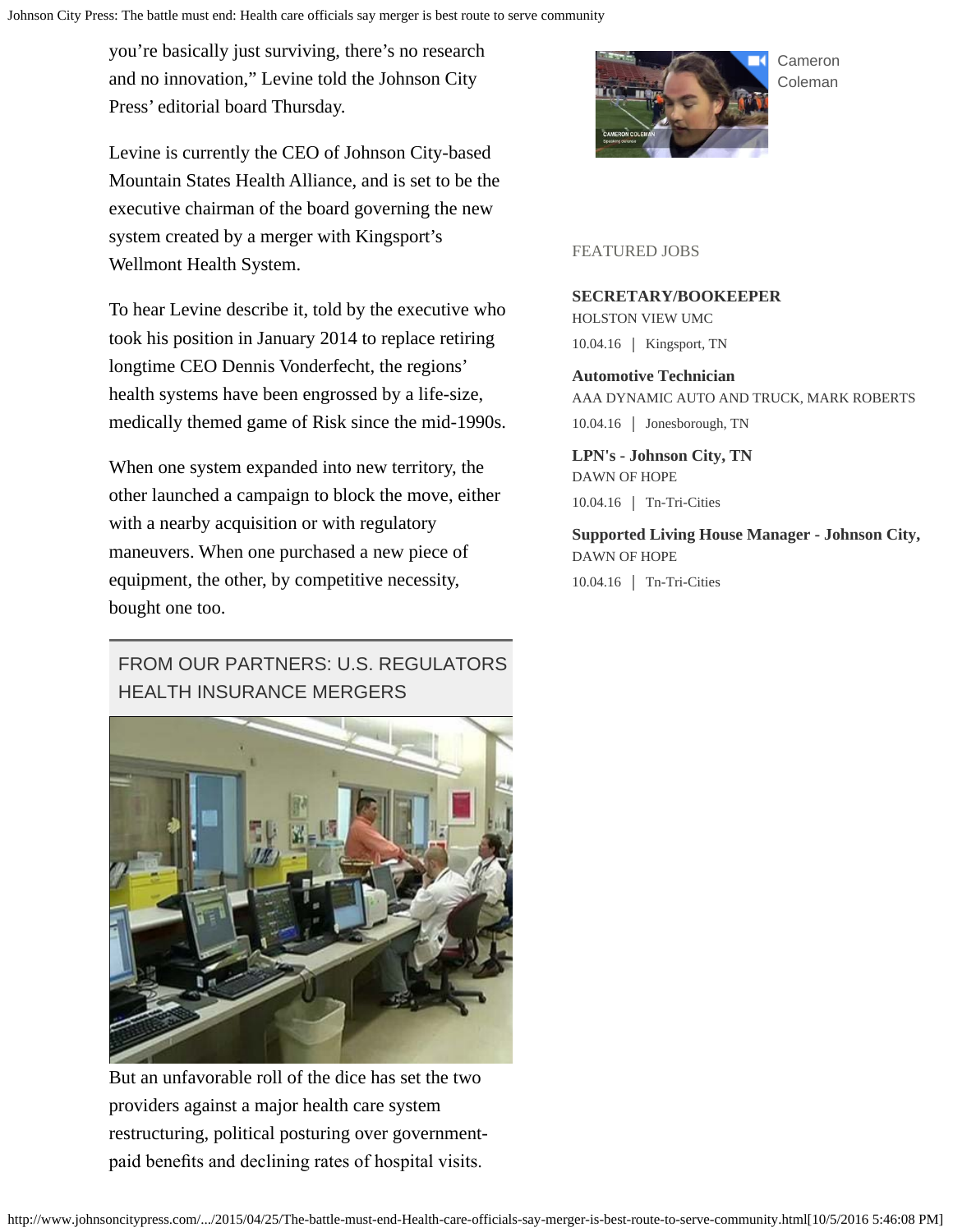you're basically just surviving, there's no research and no innovation," Levine told the Johnson City Press' editorial board Thursday.

Levine is currently the CEO of Johnson City-based Mountain States Health Alliance, and is set to be the executive chairman of the board governing the new system created by a merger with Kingsport's Wellmont Health System.

To hear Levine describe it, told by the executive who took his position in January 2014 to replace retiring longtime CEO Dennis Vonderfecht, the regions' health systems have been engrossed by a life-size, medically themed game of Risk since the mid-1990s.

When one system expanded into new territory, the other launched a campaign to block the move, either with a nearby acquisition or with regulatory maneuvers. When one purchased a new piece of equipment, the other, by competitive necessity, bought one too.

FROM OUR PARTNERS: U.S. REGULATORS HEALTH INSURANCE MERGERS

But an unfavorable roll of the dice has set the two providers against a major health care system restructuring, political posturing over government-paid benefits and declining rates of hospital visits.

Cameron Coleman

FEATURED JOBS

**SECRETARY/BOOKEEPER**
HOLSTON VIEW UMC
10.04.16 | Kingsport, TN

**Automotive Technician**
AAA DYNAMIC AUTO AND TRUCK, MARK ROBERTS
10.04.16 | Jonesborough, TN

**LPN's - Johnson City, TN**
DAWN OF HOPE
10.04.16 | Tn-Tri-Cities

**Supported Living House Manager - Johnson City,**
DAWN OF HOPE
10.04.16 | Tn-Tri-Cities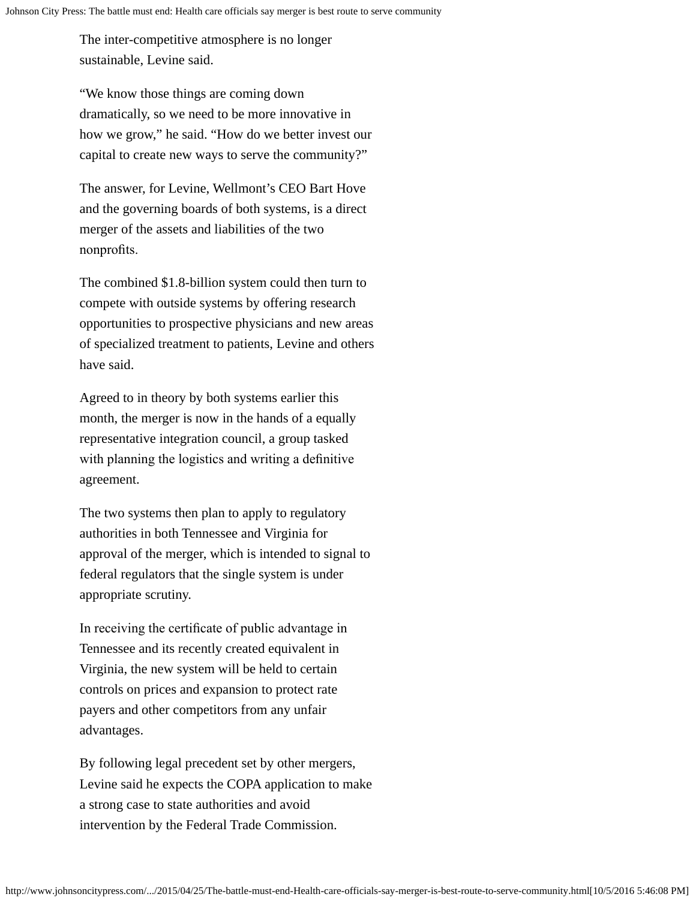The inter-competitive atmosphere is no longer sustainable, Levine said.

"We know those things are coming down dramatically, so we need to be more innovative in how we grow," he said. "How do we better invest our capital to create new ways to serve the community?"

The answer, for Levine, Wellmont's CEO Bart Hove and the governing boards of both systems, is a direct merger of the assets and liabilities of the two nonprofits.

The combined $1.8-billion system could then turn to compete with outside systems by offering research opportunities to prospective physicians and new areas of specialized treatment to patients, Levine and others have said.

Agreed to in theory by both systems earlier this month, the merger is now in the hands of a equally representative integration council, a group tasked with planning the logistics and writing a definitive agreement.

The two systems then plan to apply to regulatory authorities in both Tennessee and Virginia for approval of the merger, which is intended to signal to federal regulators that the single system is under appropriate scrutiny.

In receiving the certificate of public advantage in Tennessee and its recently created equivalent in Virginia, the new system will be held to certain controls on prices and expansion to protect rate payers and other competitors from any unfair advantages.

By following legal precedent set by other mergers, Levine said he expects the COPA application to make a strong case to state authorities and avoid intervention by the Federal Trade Commission.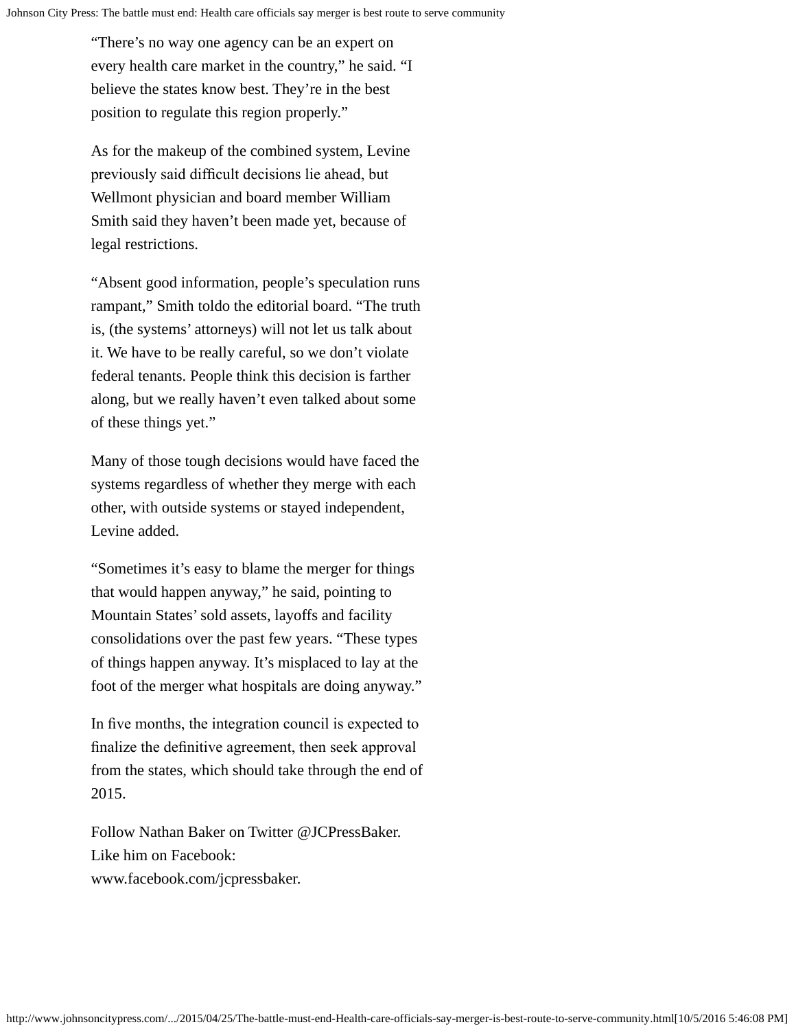"There's no way one agency can be an expert on every health care market in the country," he said. "I believe the states know best. They're in the best position to regulate this region properly."

As for the makeup of the combined system, Levine previously said difficult decisions lie ahead, but Wellmont physician and board member William Smith said they haven't been made yet, because of legal restrictions.

"Absent good information, people's speculation runs rampant," Smith toldo the editorial board. "The truth is, (the systems' attorneys) will not let us talk about it. We have to be really careful, so we don't violate federal tenants. People think this decision is farther along, but we really haven't even talked about some of these things yet."

Many of those tough decisions would have faced the systems regardless of whether they merge with each other, with outside systems or stayed independent, Levine added.

"Sometimes it's easy to blame the merger for things that would happen anyway," he said, pointing to Mountain States' sold assets, layoffs and facility consolidations over the past few years. "These types of things happen anyway. It's misplaced to lay at the foot of the merger what hospitals are doing anyway."

In five months, the integration council is expected to finalize the definitive agreement, then seek approval from the states, which should take through the end of 2015.

Follow Nathan Baker on Twitter @JCPressBaker. Like him on Facebook: www.facebook.com/jcpressbaker.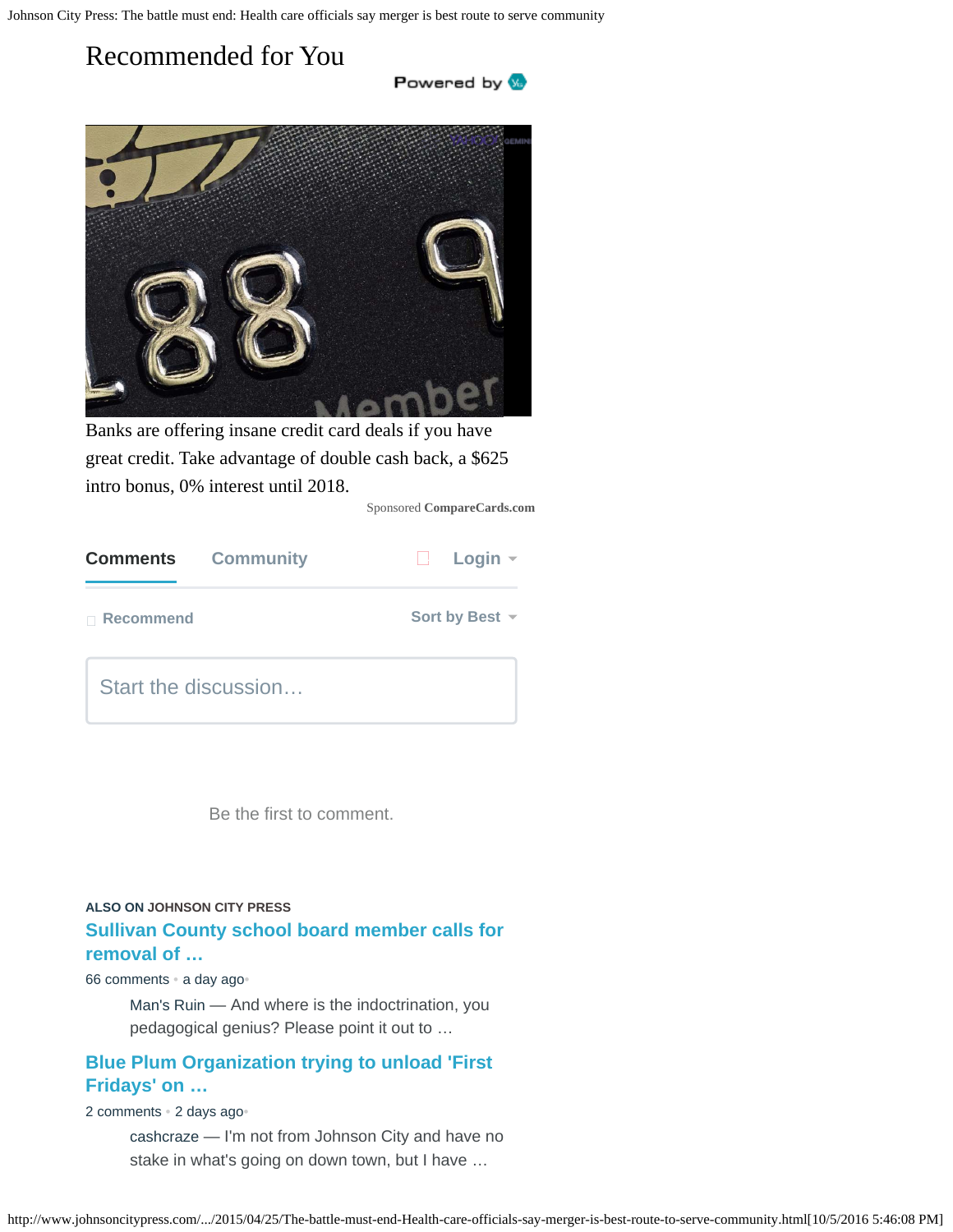# Recommended for You

Powered by

Banks are offering insane credit card deals if you have great credit. Take advantage of double cash back, a $625 intro bonus, 0% interest until 2018.

Sponsored **CompareCards.com**

**Comments** Community Login

Recommend Sort by Best

Start the discussion…

Be the first to comment.

**ALSO ON JOHNSON CITY PRESS**

**Sullivan County school board member calls for removal of …**

66 comments • a day ago•

Man's Ruin — And where is the indoctrination, you pedagogical genius? Please point it out to …

**Blue Plum Organization trying to unload 'First Fridays' on …**

2 comments • 2 days ago•

cashcraze — I'm not from Johnson City and have no stake in what's going on down town, but I have …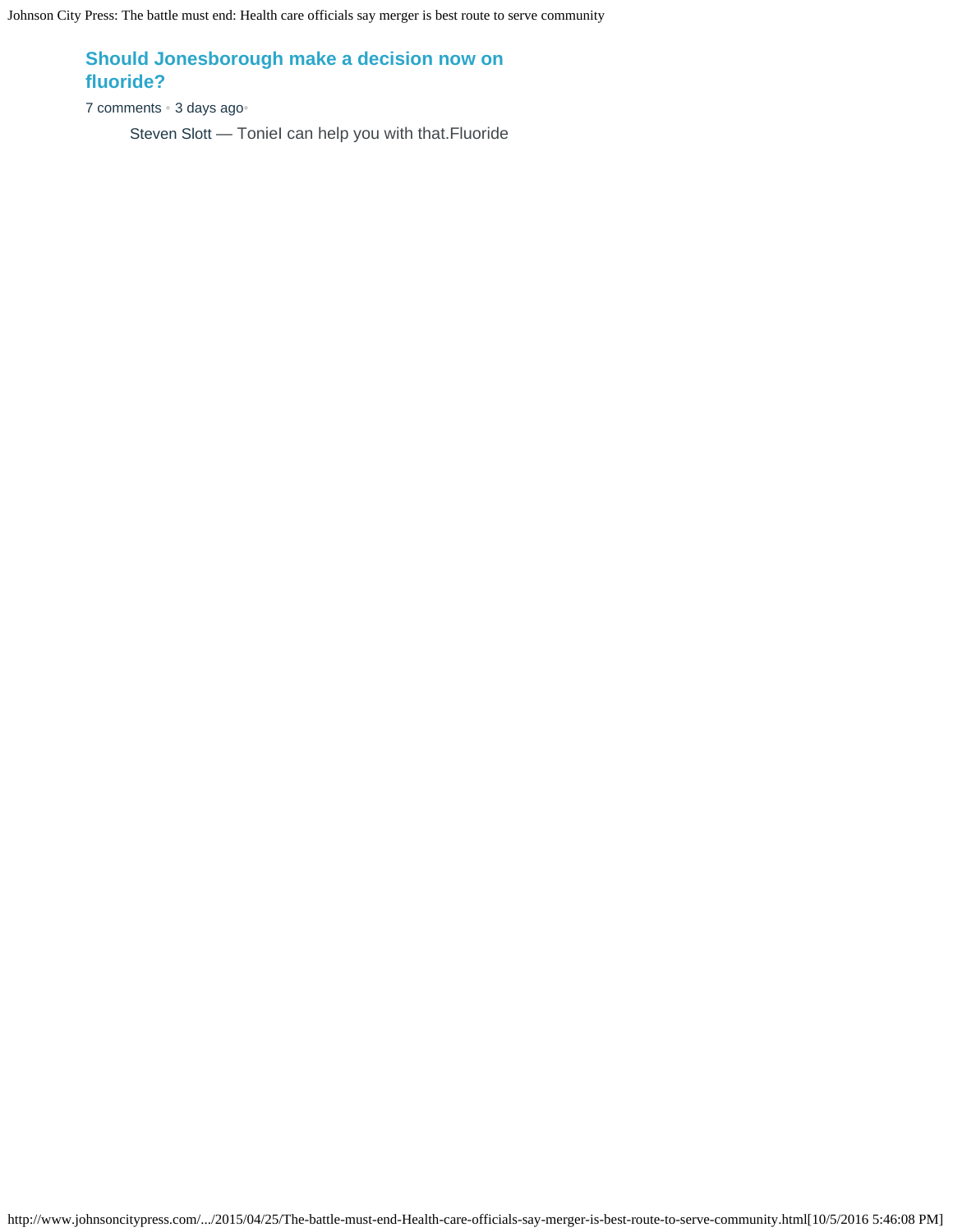### Should Jonesborough make a decision now on fluoride?

7 comments • 3 days ago•

Steven Slott — ToniеI can help you with that.Fluoride